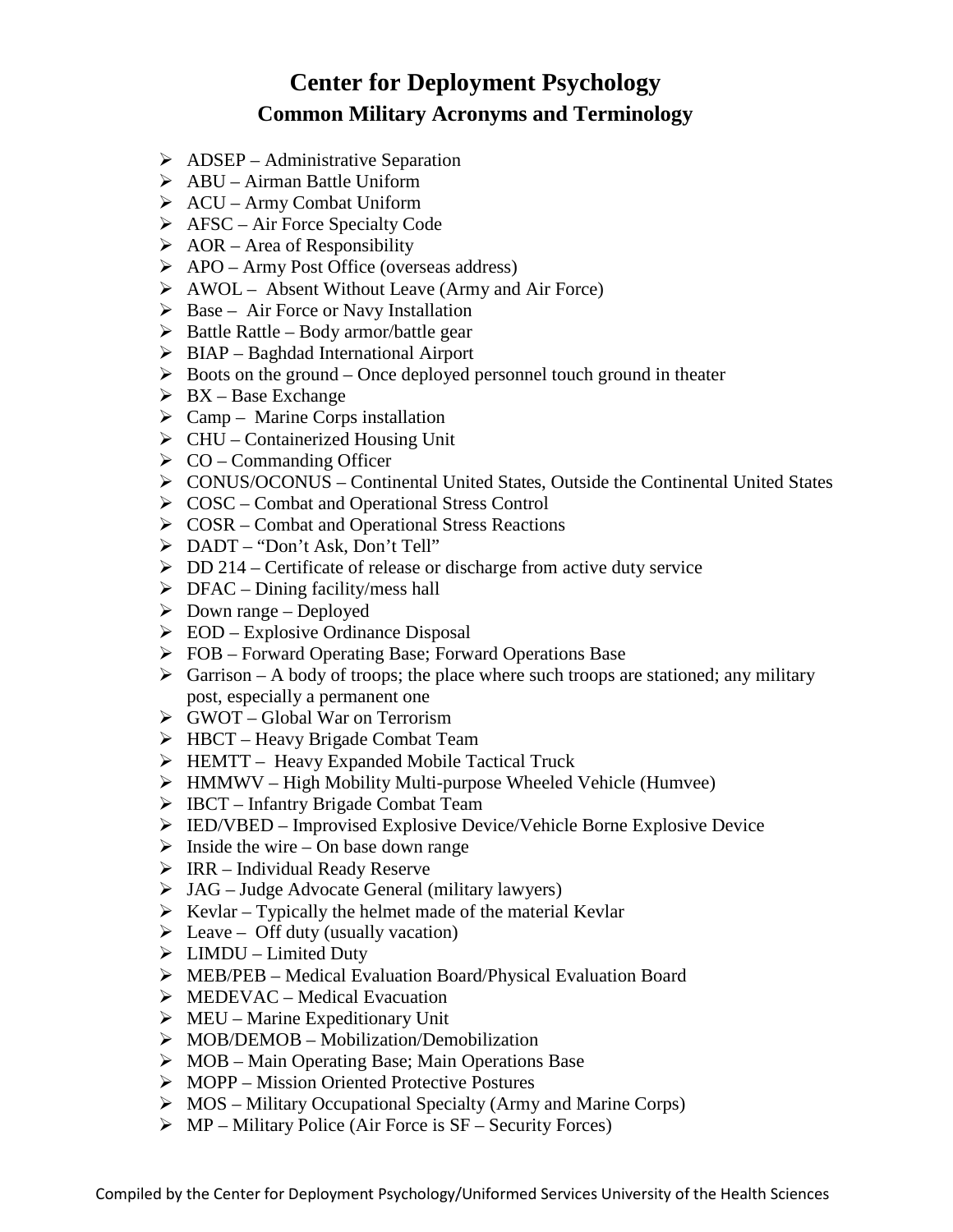# Center for Deployment Psychology

## Common Military Acronyms and Terminology

- ADSEP – Administrative Separation
- ABU – Airman Battle Uniform
- ACU – Army Combat Uniform
- AFSC – Air Force Specialty Code
- AOR – Area of Responsibility
- APO – Army Post Office (overseas address)
- AWOL – Absent Without Leave (Army and Air Force)
- Base – Air Force or Navy Installation
- Battle Rattle – Body armor/battle gear
- BIAP – Baghdad International Airport
- Boots on the ground – Once deployed personnel touch ground in theater
- BX – Base Exchange
- Camp – Marine Corps installation
- CHU – Containerized Housing Unit
- CO – Commanding Officer
- CONUS/OCONUS – Continental United States, Outside the Continental United States
- COSC – Combat and Operational Stress Control
- COSR – Combat and Operational Stress Reactions
- DADT – "Don't Ask, Don't Tell"
- DD 214 – Certificate of release or discharge from active duty service
- DFAC – Dining facility/mess hall
- Down range – Deployed
- EOD – Explosive Ordinance Disposal
- FOB – Forward Operating Base; Forward Operations Base
- Garrison – A body of troops; the place where such troops are stationed; any military post, especially a permanent one
- GWOT – Global War on Terrorism
- HBCT – Heavy Brigade Combat Team
- HEMTT – Heavy Expanded Mobile Tactical Truck
- HMMWV – High Mobility Multi-purpose Wheeled Vehicle (Humvee)
- IBCT – Infantry Brigade Combat Team
- IED/VBED – Improvised Explosive Device/Vehicle Borne Explosive Device
- Inside the wire – On base down range
- IRR – Individual Ready Reserve
- JAG – Judge Advocate General (military lawyers)
- Kevlar – Typically the helmet made of the material Kevlar
- Leave – Off duty (usually vacation)
- LIMDU – Limited Duty
- MEB/PEB – Medical Evaluation Board/Physical Evaluation Board
- MEDEVAC – Medical Evacuation
- MEU – Marine Expeditionary Unit
- MOB/DEMOB – Mobilization/Demobilization
- MOB – Main Operating Base; Main Operations Base
- MOPP – Mission Oriented Protective Postures
- MOS – Military Occupational Specialty (Army and Marine Corps)
- MP – Military Police (Air Force is SF – Security Forces)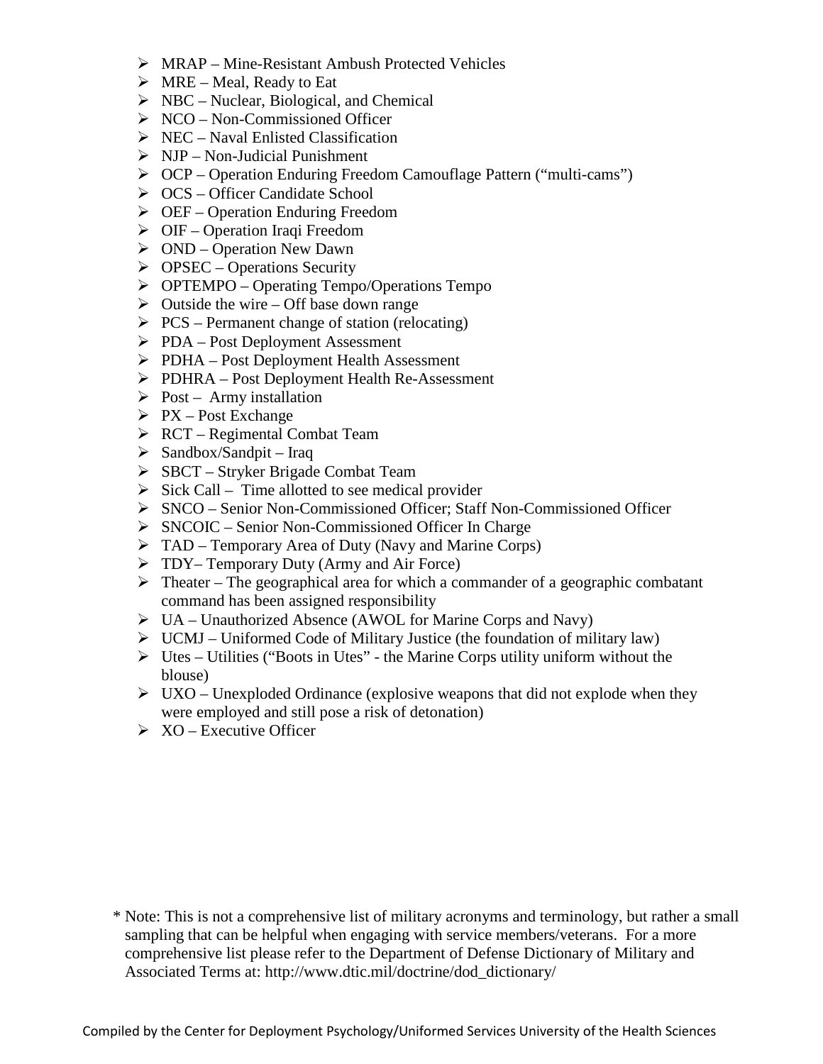- MRAP – Mine-Resistant Ambush Protected Vehicles
- MRE – Meal, Ready to Eat
- NBC – Nuclear, Biological, and Chemical
- NCO – Non-Commissioned Officer
- NEC – Naval Enlisted Classification
- NJP – Non-Judicial Punishment
- OCP – Operation Enduring Freedom Camouflage Pattern ("multi-cams")
- OCS – Officer Candidate School
- OEF – Operation Enduring Freedom
- OIF – Operation Iraqi Freedom
- OND – Operation New Dawn
- OPSEC – Operations Security
- OPTEMPO – Operating Tempo/Operations Tempo
- Outside the wire – Off base down range
- PCS – Permanent change of station (relocating)
- PDA – Post Deployment Assessment
- PDHA – Post Deployment Health Assessment
- PDHRA – Post Deployment Health Re-Assessment
- Post – Army installation
- PX – Post Exchange
- RCT – Regimental Combat Team
- Sandbox/Sandpit – Iraq
- SBCT – Stryker Brigade Combat Team
- Sick Call – Time allotted to see medical provider
- SNCO – Senior Non-Commissioned Officer; Staff Non-Commissioned Officer
- SNCOIC – Senior Non-Commissioned Officer In Charge
- TAD – Temporary Area of Duty (Navy and Marine Corps)
- TDY– Temporary Duty (Army and Air Force)
- Theater – The geographical area for which a commander of a geographic combatant command has been assigned responsibility
- UA – Unauthorized Absence (AWOL for Marine Corps and Navy)
- UCMJ – Uniformed Code of Military Justice (the foundation of military law)
- Utes – Utilities ("Boots in Utes" - the Marine Corps utility uniform without the blouse)
- UXO – Unexploded Ordinance (explosive weapons that did not explode when they were employed and still pose a risk of detonation)
- XO – Executive Officer

\* Note: This is not a comprehensive list of military acronyms and terminology, but rather a small sampling that can be helpful when engaging with service members/veterans. For a more comprehensive list please refer to the Department of Defense Dictionary of Military and Associated Terms at: http://www.dtic.mil/doctrine/dod_dictionary/

Compiled by the Center for Deployment Psychology/Uniformed Services University of the Health Sciences